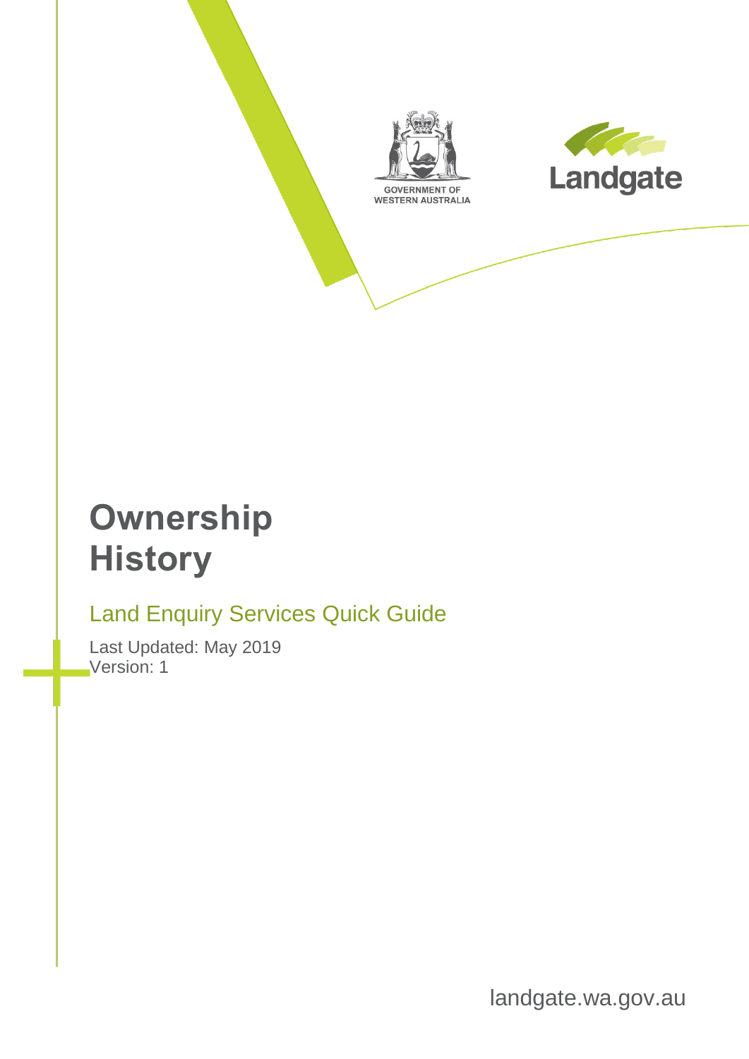GOVERNMENT OF WESTERN AUSTRALIA

Landgate

# Ownership History

## Land Enquiry Services Quick Guide

Last Updated: May 2019
Version: 1

landgate.wa.gov.au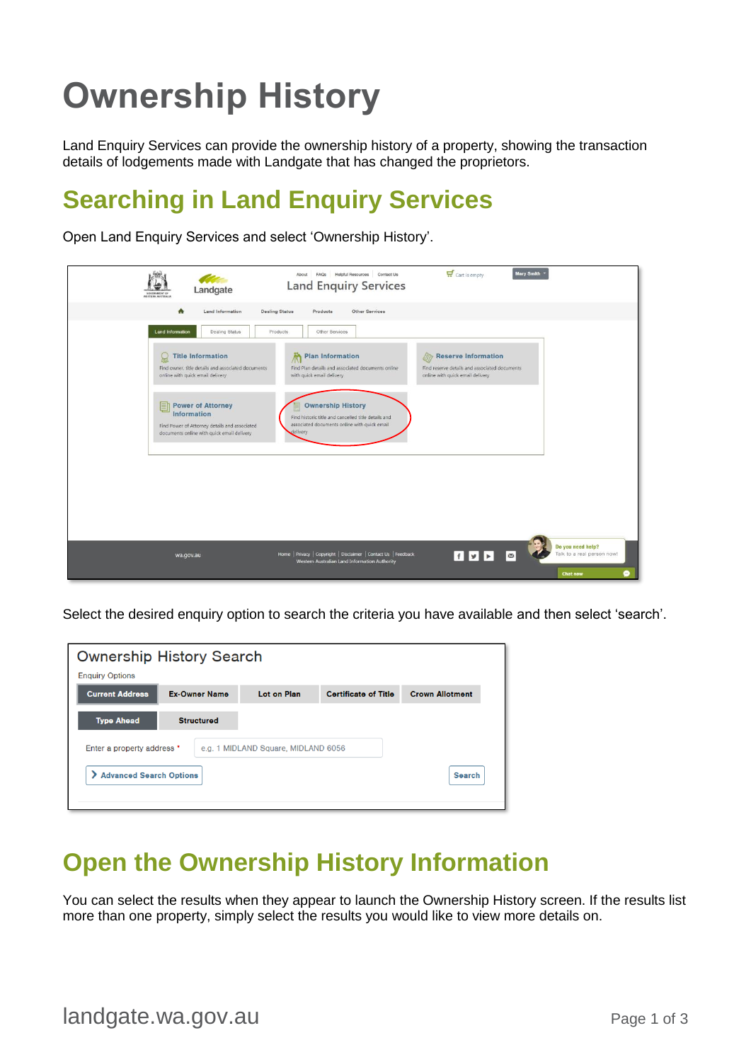# Ownership History

Land Enquiry Services can provide the ownership history of a property, showing the transaction details of lodgements made with Landgate that has changed the proprietors.

## Searching in Land Enquiry Services

Open Land Enquiry Services and select 'Ownership History'.

Select the desired enquiry option to search the criteria you have available and then select 'search'.

## Open the Ownership History Information

You can select the results when they appear to launch the Ownership History screen. If the results list more than one property, simply select the results you would like to view more details on.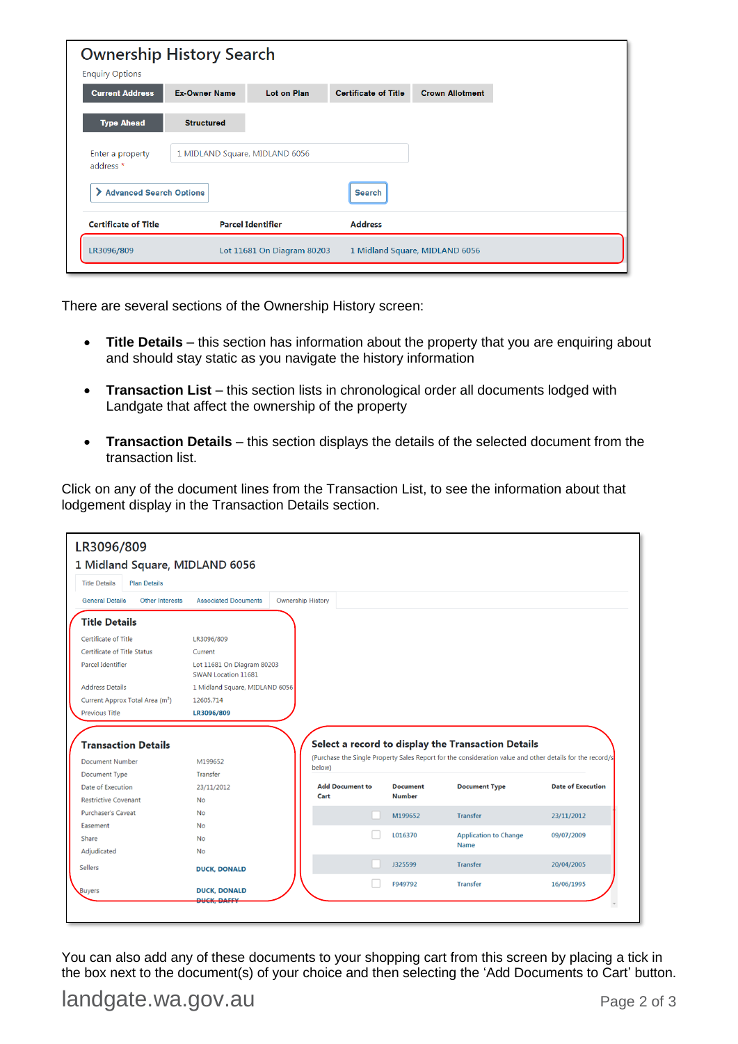## Ownership History Search

Enquiry Options

Current Address | Ex-Owner Name | Lot on Plan | Certificate of Title | Crown Allotment

Type Ahead | Structured

Enter a property address * 1 MIDLAND Square, MIDLAND 6056

Advanced Search Options

Search

| Certificate of Title | Parcel Identifier | Address |
|---|---|---|
| LR3096/809 | Lot 11681 On Diagram 80203 | 1 Midland Square, MIDLAND 6056 |

There are several sections of the Ownership History screen:

- **Title Details** – this section has information about the property that you are enquiring about and should stay static as you navigate the history information
- **Transaction List** – this section lists in chronological order all documents lodged with Landgate that affect the ownership of the property
- **Transaction Details** – this section displays the details of the selected document from the transaction list.

Click on any of the document lines from the Transaction List, to see the information about that lodgement display in the Transaction Details section.

LR3096/809

1 Midland Square, MIDLAND 6056

Title Details | Plan Details

General Details | Other Interests | Associated Documents | Ownership History

**Title Details**

| | |
|---|---|
| Certificate of Title | LR3096/809 |
| Certificate of Title Status | Current |
| Parcel Identifier | Lot 11681 On Diagram 80203 SWAN Location 11681 |
| Address Details | 1 Midland Square, MIDLAND 6056 |
| Current Approx Total Area (m²) | 12605.714 |
| Previous Title | LR3096/809 |

**Transaction Details**

| | |
|---|---|
| Document Number | M199652 |
| Document Type | Transfer |
| Date of Execution | 23/11/2012 |
| Restrictive Covenant | No |
| Purchaser's Caveat | No |
| Easement | No |
| Share | No |
| Adjudicated | No |
| Sellers | DUCK, DONALD |
| Buyers | DUCK, DONALD<br>DUCK, DAFFY |

**Select a record to display the Transaction Details**

(Purchase the Single Property Sales Report for the consideration value and other details for the record/s below)

| Add Document to Cart | Document Number | Document Type | Date of Execution |
|---|---|---|---|
| ☐ | M199652 | Transfer | 23/11/2012 |
| ☐ | L016370 | Application to Change Name | 09/07/2009 |
| ☐ | J325599 | Transfer | 20/04/2005 |
| ☐ | F949792 | Transfer | 16/06/1995 |

You can also add any of these documents to your shopping cart from this screen by placing a tick in the box next to the document(s) of your choice and then selecting the 'Add Documents to Cart' button.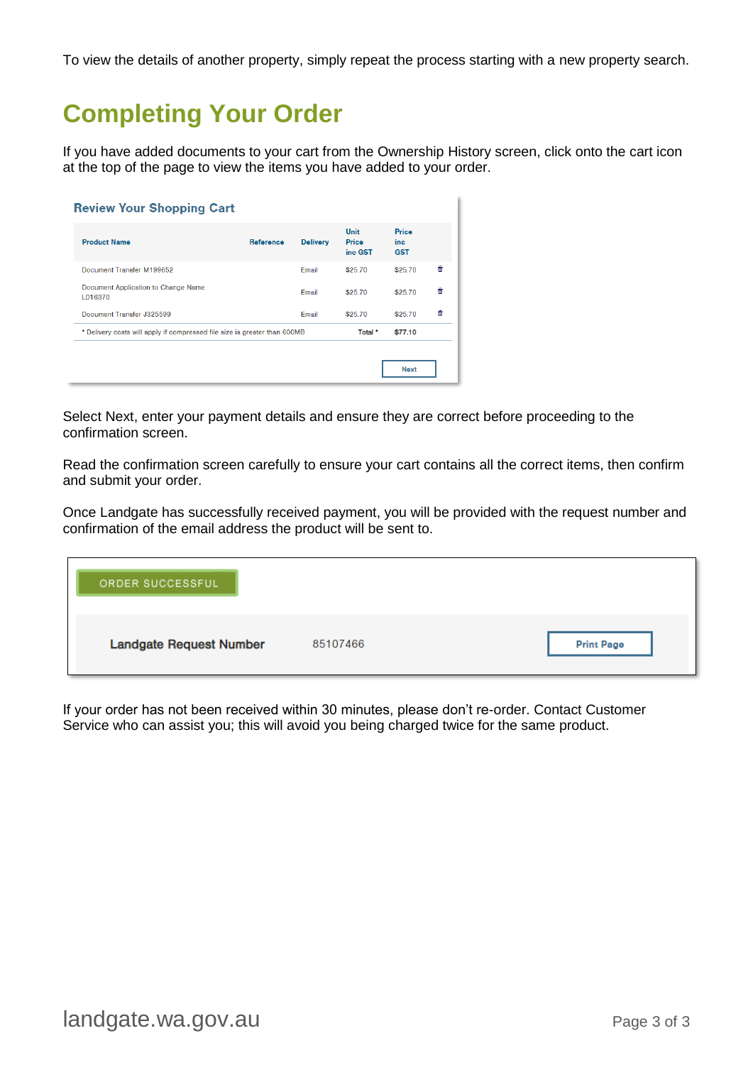To view the details of another property, simply repeat the process starting with a new property search.

# Completing Your Order

If you have added documents to your cart from the Ownership History screen, click onto the cart icon at the top of the page to view the items you have added to your order.

**Review Your Shopping Cart**

| Product Name | Reference | Delivery | Unit Price inc GST | Price inc GST | |
|---|---|---|---|---|---|
| Document Transfer M199652 | | Email | $25.70 | $25.70 | 🗑 |
| Document Application to Change Name L016370 | | Email | $25.70 | $25.70 | 🗑 |
| Document Transfer J325599 | | Email | $25.70 | $25.70 | 🗑 |
| * Delivery costs will apply if compressed file size is greater than 600MB | | | Total * | $77.10 | |

Next

Select Next, enter your payment details and ensure they are correct before proceeding to the confirmation screen.

Read the confirmation screen carefully to ensure your cart contains all the correct items, then confirm and submit your order.

Once Landgate has successfully received payment, you will be provided with the request number and confirmation of the email address the product will be sent to.

ORDER SUCCESSFUL

**Landgate Request Number** 85107466

Print Page

If your order has not been received within 30 minutes, please don't re-order. Contact Customer Service who can assist you; this will avoid you being charged twice for the same product.

landgate.wa.gov.au